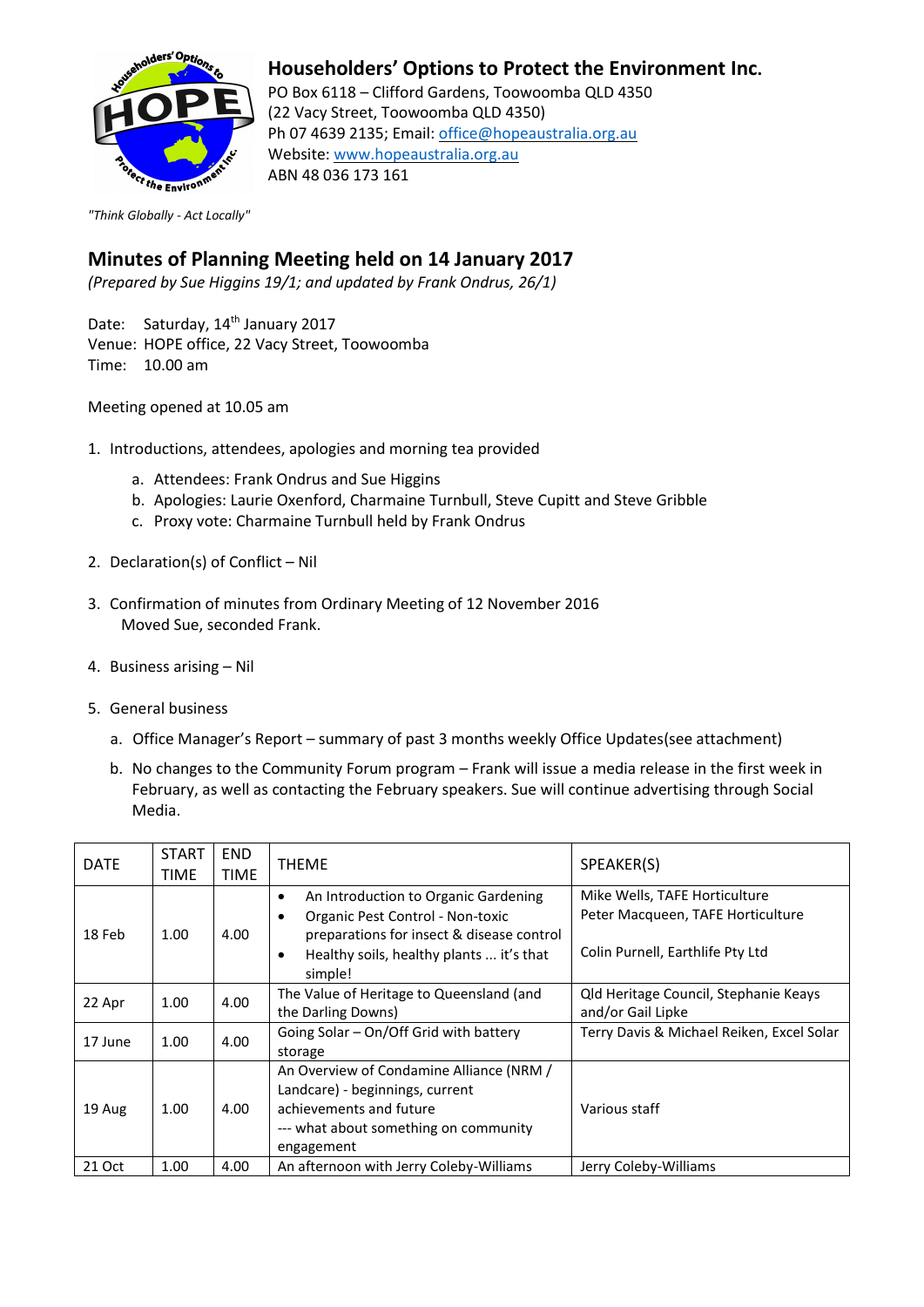# Householders' Options to Protect the Environment Inc.

PO Box 6118 – Clifford Gardens, Toowoomba QLD 4350
(22 Vacy Street, Toowoomba QLD 4350)
Ph 07 4639 2135; Email: office@hopeaustralia.org.au
Website: www.hopeaustralia.org.au
ABN 48 036 173 161

*"Think Globally - Act Locally"*

## Minutes of Planning Meeting held on 14 January 2017

*(Prepared by Sue Higgins 19/1; and updated by Frank Ondrus, 26/1)*

Date: Saturday, 14th January 2017
Venue: HOPE office, 22 Vacy Street, Toowoomba
Time: 10.00 am

Meeting opened at 10.05 am

1. Introductions, attendees, apologies and morning tea provided
   a. Attendees: Frank Ondrus and Sue Higgins
   b. Apologies: Laurie Oxenford, Charmaine Turnbull, Steve Cupitt and Steve Gribble
   c. Proxy vote: Charmaine Turnbull held by Frank Ondrus

2. Declaration(s) of Conflict – Nil

3. Confirmation of minutes from Ordinary Meeting of 12 November 2016
   Moved Sue, seconded Frank.

4. Business arising – Nil

5. General business
   a. Office Manager's Report – summary of past 3 months weekly Office Updates(see attachment)
   b. No changes to the Community Forum program – Frank will issue a media release in the first week in February, as well as contacting the February speakers. Sue will continue advertising through Social Media.

| DATE | START TIME | END TIME | THEME | SPEAKER(S) |
|---|---|---|---|---|
| 18 Feb | 1.00 | 4.00 | • An Introduction to Organic Gardening<br>• Organic Pest Control - Non-toxic preparations for insect & disease control<br>• Healthy soils, healthy plants ... it's that simple! | Mike Wells, TAFE Horticulture<br>Peter Macqueen, TAFE Horticulture<br>Colin Purnell, Earthlife Pty Ltd |
| 22 Apr | 1.00 | 4.00 | The Value of Heritage to Queensland (and the Darling Downs) | Qld Heritage Council, Stephanie Keays and/or Gail Lipke |
| 17 June | 1.00 | 4.00 | Going Solar – On/Off Grid with battery storage | Terry Davis & Michael Reiken, Excel Solar |
| 19 Aug | 1.00 | 4.00 | An Overview of Condamine Alliance (NRM / Landcare) - beginnings, current achievements and future<br>--- what about something on community engagement | Various staff |
| 21 Oct | 1.00 | 4.00 | An afternoon with Jerry Coleby-Williams | Jerry Coleby-Williams |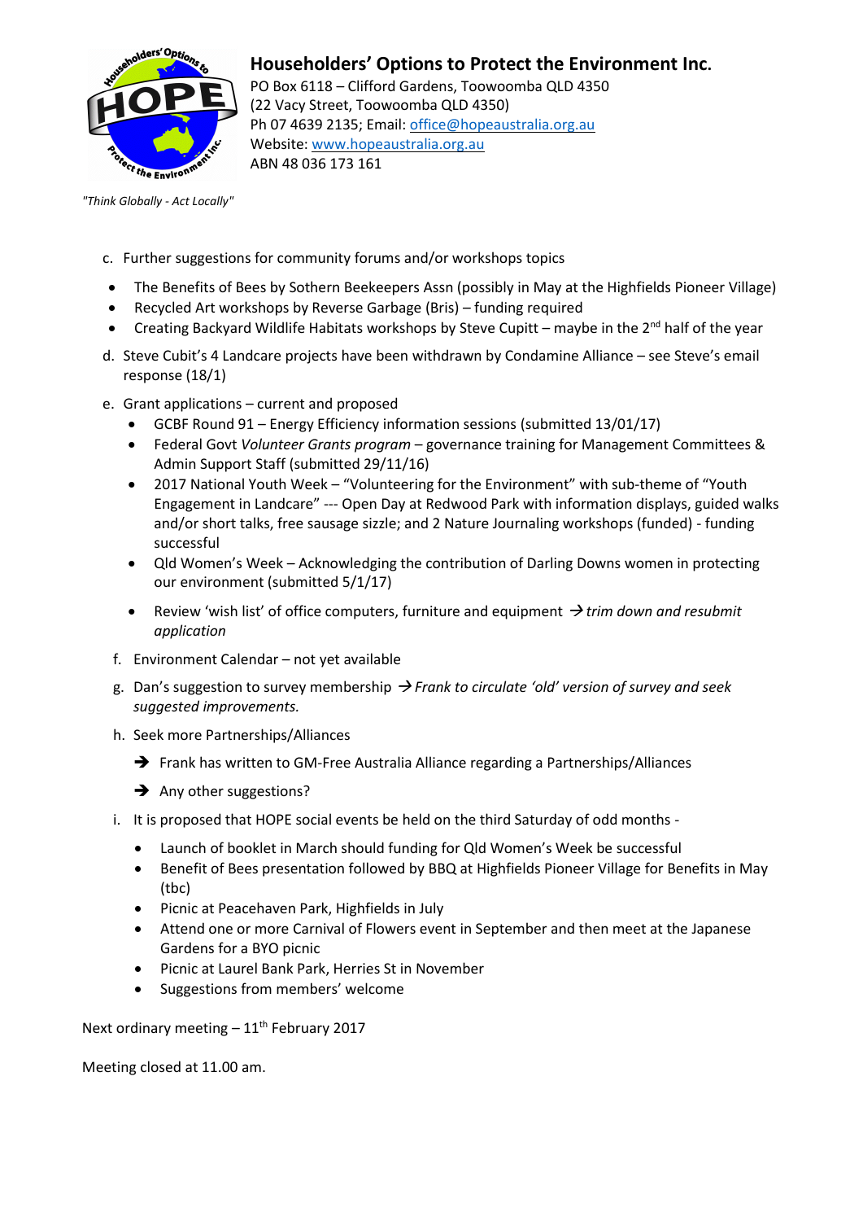**Householders' Options to Protect the Environment Inc.**
PO Box 6118 – Clifford Gardens, Toowoomba QLD 4350
(22 Vacy Street, Toowoomba QLD 4350)
Ph 07 4639 2135; Email: office@hopeaustralia.org.au
Website: www.hopeaustralia.org.au
ABN 48 036 173 161

*"Think Globally - Act Locally"*

c. Further suggestions for community forums and/or workshops topics

- The Benefits of Bees by Sothern Beekeepers Assn (possibly in May at the Highfields Pioneer Village)
- Recycled Art workshops by Reverse Garbage (Bris) – funding required
- Creating Backyard Wildlife Habitats workshops by Steve Cupitt – maybe in the 2nd half of the year

d. Steve Cubit's 4 Landcare projects have been withdrawn by Condamine Alliance – see Steve's email response (18/1)

e. Grant applications – current and proposed
   - GCBF Round 91 – Energy Efficiency information sessions (submitted 13/01/17)
   - Federal Govt *Volunteer Grants program* – governance training for Management Committees & Admin Support Staff (submitted 29/11/16)
   - 2017 National Youth Week – "Volunteering for the Environment" with sub-theme of "Youth Engagement in Landcare" --- Open Day at Redwood Park with information displays, guided walks and/or short talks, free sausage sizzle; and 2 Nature Journaling workshops (funded) - funding successful
   - Qld Women's Week – Acknowledging the contribution of Darling Downs women in protecting our environment (submitted 5/1/17)
   - Review 'wish list' of office computers, furniture and equipment → *trim down and resubmit application*

f. Environment Calendar – not yet available

g. Dan's suggestion to survey membership → *Frank to circulate 'old' version of survey and seek suggested improvements.*

h. Seek more Partnerships/Alliances

   ➔ Frank has written to GM-Free Australia Alliance regarding a Partnerships/Alliances

   ➔ Any other suggestions?

i. It is proposed that HOPE social events be held on the third Saturday of odd months -

   - Launch of booklet in March should funding for Qld Women's Week be successful
   - Benefit of Bees presentation followed by BBQ at Highfields Pioneer Village for Benefits in May (tbc)
   - Picnic at Peacehaven Park, Highfields in July
   - Attend one or more Carnival of Flowers event in September and then meet at the Japanese Gardens for a BYO picnic
   - Picnic at Laurel Bank Park, Herries St in November
   - Suggestions from members' welcome

Next ordinary meeting – 11th February 2017

Meeting closed at 11.00 am.